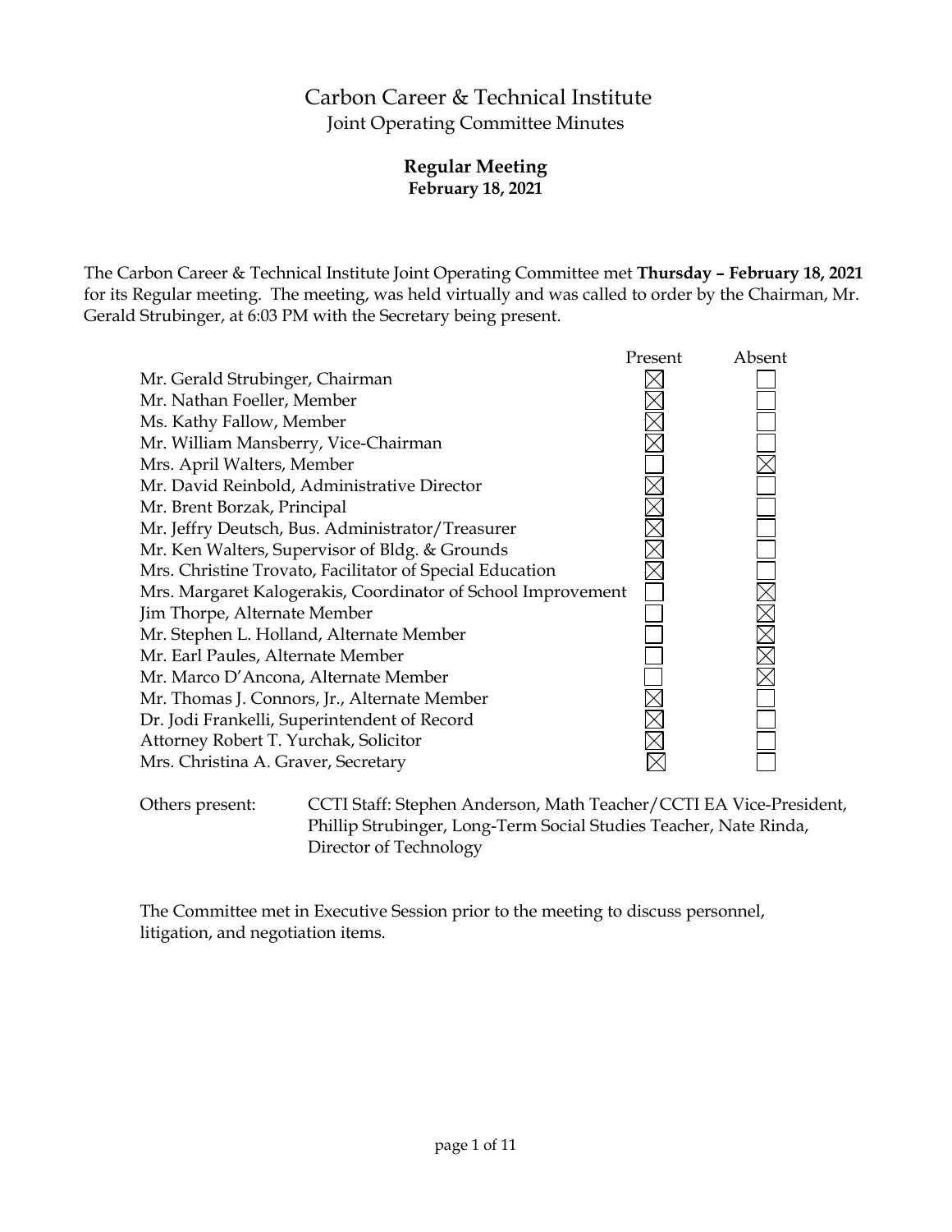# Carbon Career & Technical Institute

Joint Operating Committee Minutes

## Regular Meeting

**February 18, 2021**

The Carbon Career & Technical Institute Joint Operating Committee met **Thursday – February 18, 2021** for its Regular meeting. The meeting, was held virtually and was called to order by the Chairman, Mr. Gerald Strubinger, at 6:03 PM with the Secretary being present.

| | Present | Absent |
|---|---|---|
| Mr. Gerald Strubinger, Chairman | ☒ | ☐ |
| Mr. Nathan Foeller, Member | ☒ | ☐ |
| Ms. Kathy Fallow, Member | ☒ | ☐ |
| Mr. William Mansberry, Vice-Chairman | ☒ | ☐ |
| Mrs. April Walters, Member | ☐ | ☒ |
| Mr. David Reinbold, Administrative Director | ☒ | ☐ |
| Mr. Brent Borzak, Principal | ☒ | ☐ |
| Mr. Jeffry Deutsch, Bus. Administrator/Treasurer | ☒ | ☐ |
| Mr. Ken Walters, Supervisor of Bldg. & Grounds | ☒ | ☐ |
| Mrs. Christine Trovato, Facilitator of Special Education | ☒ | ☐ |
| Mrs. Margaret Kalogerakis, Coordinator of School Improvement | ☐ | ☒ |
| Jim Thorpe, Alternate Member | ☐ | ☒ |
| Mr. Stephen L. Holland, Alternate Member | ☐ | ☒ |
| Mr. Earl Paules, Alternate Member | ☐ | ☒ |
| Mr. Marco D'Ancona, Alternate Member | ☐ | ☒ |
| Mr. Thomas J. Connors, Jr., Alternate Member | ☒ | ☐ |
| Dr. Jodi Frankelli, Superintendent of Record | ☒ | ☐ |
| Attorney Robert T. Yurchak, Solicitor | ☒ | ☐ |
| Mrs. Christina A. Graver, Secretary | ☒ | ☐ |

Others present: CCTI Staff: Stephen Anderson, Math Teacher/CCTI EA Vice-President, Phillip Strubinger, Long-Term Social Studies Teacher, Nate Rinda, Director of Technology

The Committee met in Executive Session prior to the meeting to discuss personnel, litigation, and negotiation items.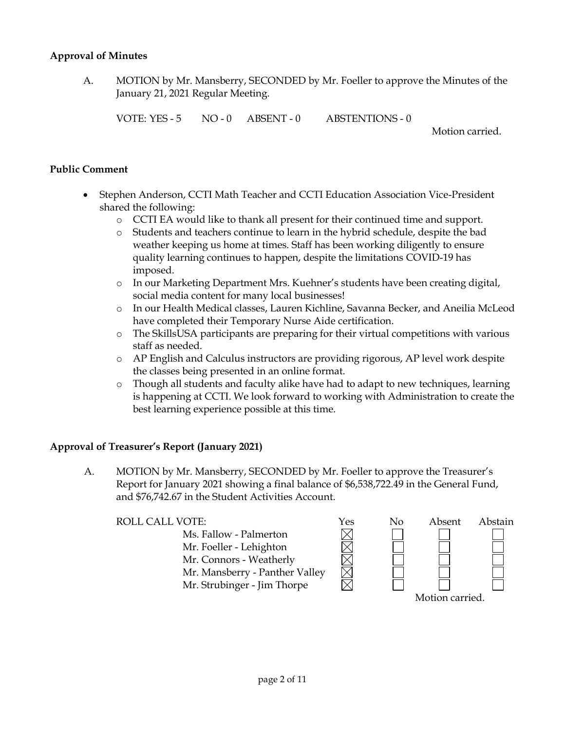**Approval of Minutes**

A. MOTION by Mr. Mansberry, SECONDED by Mr. Foeller to approve the Minutes of the January 21, 2021 Regular Meeting.

VOTE: YES - 5 NO - 0 ABSENT - 0 ABSTENTIONS - 0

Motion carried.

**Public Comment**

- Stephen Anderson, CCTI Math Teacher and CCTI Education Association Vice-President shared the following:
  - CCTI EA would like to thank all present for their continued time and support.
  - Students and teachers continue to learn in the hybrid schedule, despite the bad weather keeping us home at times. Staff has been working diligently to ensure quality learning continues to happen, despite the limitations COVID-19 has imposed.
  - In our Marketing Department Mrs. Kuehner's students have been creating digital, social media content for many local businesses!
  - In our Health Medical classes, Lauren Kichline, Savanna Becker, and Aneilia McLeod have completed their Temporary Nurse Aide certification.
  - The SkillsUSA participants are preparing for their virtual competitions with various staff as needed.
  - AP English and Calculus instructors are providing rigorous, AP level work despite the classes being presented in an online format.
  - Though all students and faculty alike have had to adapt to new techniques, learning is happening at CCTI. We look forward to working with Administration to create the best learning experience possible at this time.

**Approval of Treasurer's Report (January 2021)**

A. MOTION by Mr. Mansberry, SECONDED by Mr. Foeller to approve the Treasurer's Report for January 2021 showing a final balance of $6,538,722.49 in the General Fund, and $76,742.67 in the Student Activities Account.

| ROLL CALL VOTE: | Yes | No | Absent | Abstain |
|---|---|---|---|---|
| Ms. Fallow - Palmerton | ☒ | ☐ | ☐ | ☐ |
| Mr. Foeller - Lehighton | ☒ | ☐ | ☐ | ☐ |
| Mr. Connors - Weatherly | ☒ | ☐ | ☐ | ☐ |
| Mr. Mansberry - Panther Valley | ☒ | ☐ | ☐ | ☐ |
| Mr. Strubinger - Jim Thorpe | ☒ | ☐ | ☐ | ☐ |

Motion carried.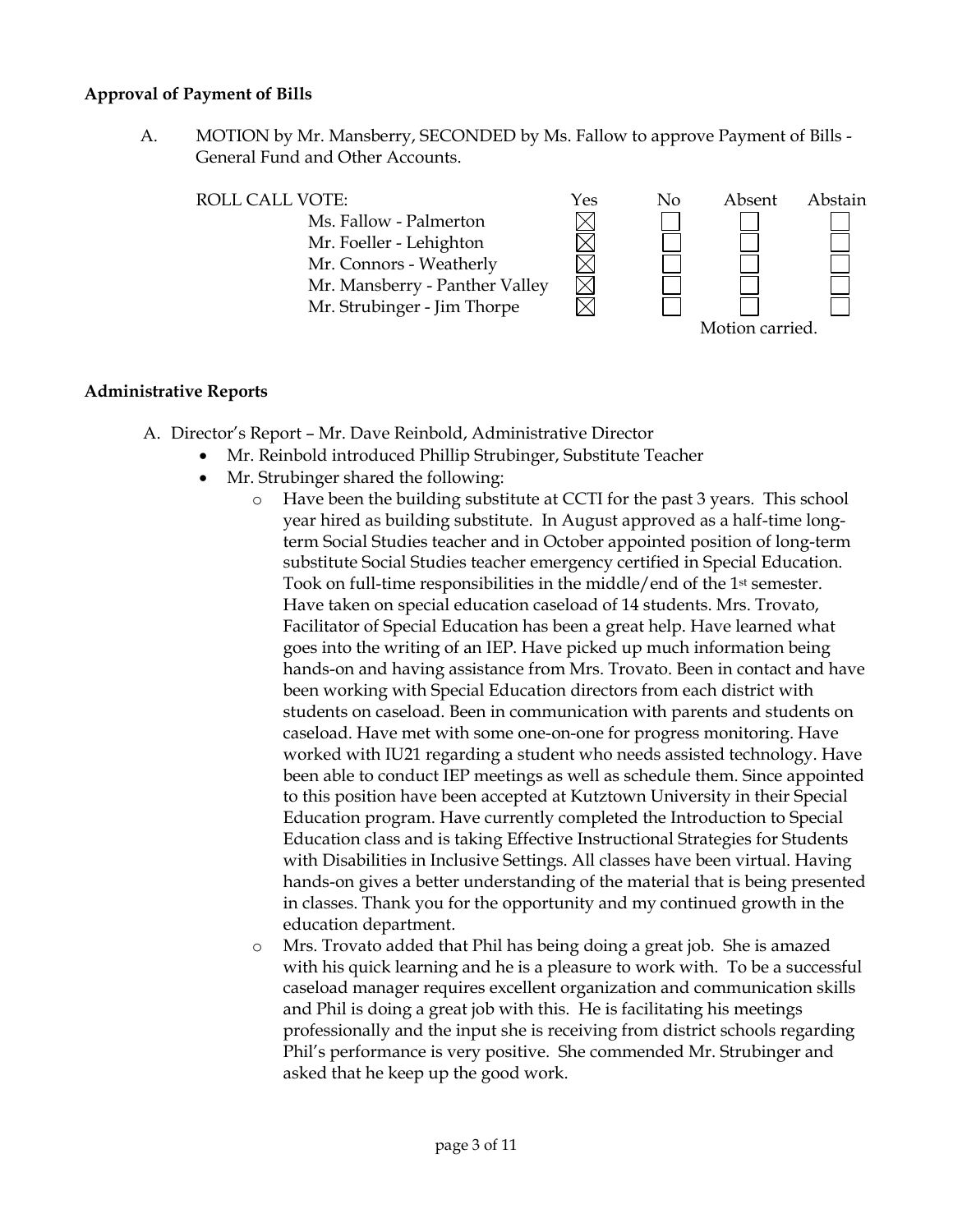**Approval of Payment of Bills**

A. MOTION by Mr. Mansberry, SECONDED by Ms. Fallow to approve Payment of Bills - General Fund and Other Accounts.

| ROLL CALL VOTE: | Yes | No | Absent | Abstain |
|---|---|---|---|---|
| Ms. Fallow - Palmerton | ☒ | ☐ | ☐ | ☐ |
| Mr. Foeller - Lehighton | ☒ | ☐ | ☐ | ☐ |
| Mr. Connors - Weatherly | ☒ | ☐ | ☐ | ☐ |
| Mr. Mansberry - Panther Valley | ☒ | ☐ | ☐ | ☐ |
| Mr. Strubinger - Jim Thorpe | ☒ | ☐ | ☐ | ☐ |

Motion carried.

**Administrative Reports**

A. Director's Report – Mr. Dave Reinbold, Administrative Director

- Mr. Reinbold introduced Phillip Strubinger, Substitute Teacher
- Mr. Strubinger shared the following:
  - Have been the building substitute at CCTI for the past 3 years. This school year hired as building substitute. In August approved as a half-time long-term Social Studies teacher and in October appointed position of long-term substitute Social Studies teacher emergency certified in Special Education. Took on full-time responsibilities in the middle/end of the 1st semester. Have taken on special education caseload of 14 students. Mrs. Trovato, Facilitator of Special Education has been a great help. Have learned what goes into the writing of an IEP. Have picked up much information being hands-on and having assistance from Mrs. Trovato. Been in contact and have been working with Special Education directors from each district with students on caseload. Been in communication with parents and students on caseload. Have met with some one-on-one for progress monitoring. Have worked with IU21 regarding a student who needs assisted technology. Have been able to conduct IEP meetings as well as schedule them. Since appointed to this position have been accepted at Kutztown University in their Special Education program. Have currently completed the Introduction to Special Education class and is taking Effective Instructional Strategies for Students with Disabilities in Inclusive Settings. All classes have been virtual. Having hands-on gives a better understanding of the material that is being presented in classes. Thank you for the opportunity and my continued growth in the education department.
  - Mrs. Trovato added that Phil has being doing a great job. She is amazed with his quick learning and he is a pleasure to work with. To be a successful caseload manager requires excellent organization and communication skills and Phil is doing a great job with this. He is facilitating his meetings professionally and the input she is receiving from district schools regarding Phil's performance is very positive. She commended Mr. Strubinger and asked that he keep up the good work.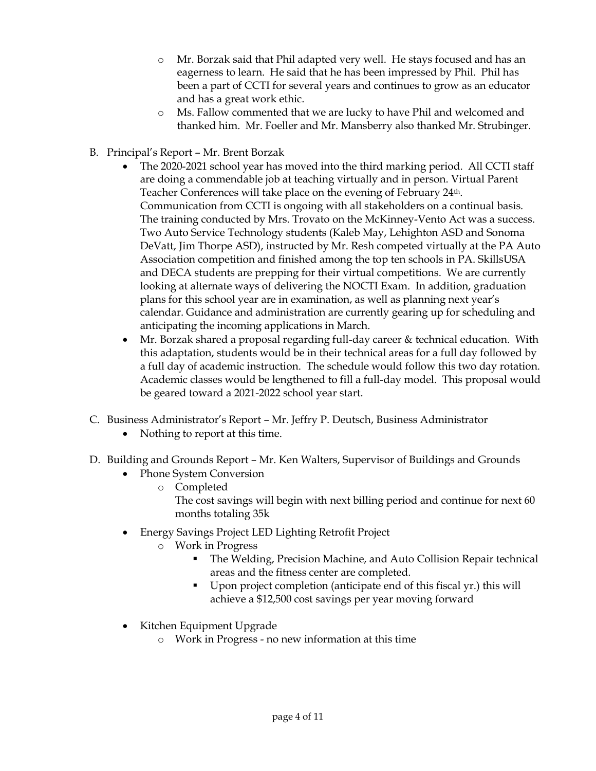- Mr. Borzak said that Phil adapted very well. He stays focused and has an eagerness to learn. He said that he has been impressed by Phil. Phil has been a part of CCTI for several years and continues to grow as an educator and has a great work ethic.
- Ms. Fallow commented that we are lucky to have Phil and welcomed and thanked him. Mr. Foeller and Mr. Mansberry also thanked Mr. Strubinger.

B. Principal's Report – Mr. Brent Borzak

- The 2020-2021 school year has moved into the third marking period. All CCTI staff are doing a commendable job at teaching virtually and in person. Virtual Parent Teacher Conferences will take place on the evening of February 24th. Communication from CCTI is ongoing with all stakeholders on a continual basis. The training conducted by Mrs. Trovato on the McKinney-Vento Act was a success. Two Auto Service Technology students (Kaleb May, Lehighton ASD and Sonoma DeVatt, Jim Thorpe ASD), instructed by Mr. Resh competed virtually at the PA Auto Association competition and finished among the top ten schools in PA. SkillsUSA and DECA students are prepping for their virtual competitions. We are currently looking at alternate ways of delivering the NOCTI Exam. In addition, graduation plans for this school year are in examination, as well as planning next year's calendar. Guidance and administration are currently gearing up for scheduling and anticipating the incoming applications in March.
- Mr. Borzak shared a proposal regarding full-day career & technical education. With this adaptation, students would be in their technical areas for a full day followed by a full day of academic instruction. The schedule would follow this two day rotation. Academic classes would be lengthened to fill a full-day model. This proposal would be geared toward a 2021-2022 school year start.

C. Business Administrator's Report – Mr. Jeffry P. Deutsch, Business Administrator

- Nothing to report at this time.

D. Building and Grounds Report – Mr. Ken Walters, Supervisor of Buildings and Grounds

- Phone System Conversion
  - Completed
    The cost savings will begin with next billing period and continue for next 60 months totaling 35k
- Energy Savings Project LED Lighting Retrofit Project
  - Work in Progress
    - The Welding, Precision Machine, and Auto Collision Repair technical areas and the fitness center are completed.
    - Upon project completion (anticipate end of this fiscal yr.) this will achieve a $12,500 cost savings per year moving forward
- Kitchen Equipment Upgrade
  - Work in Progress - no new information at this time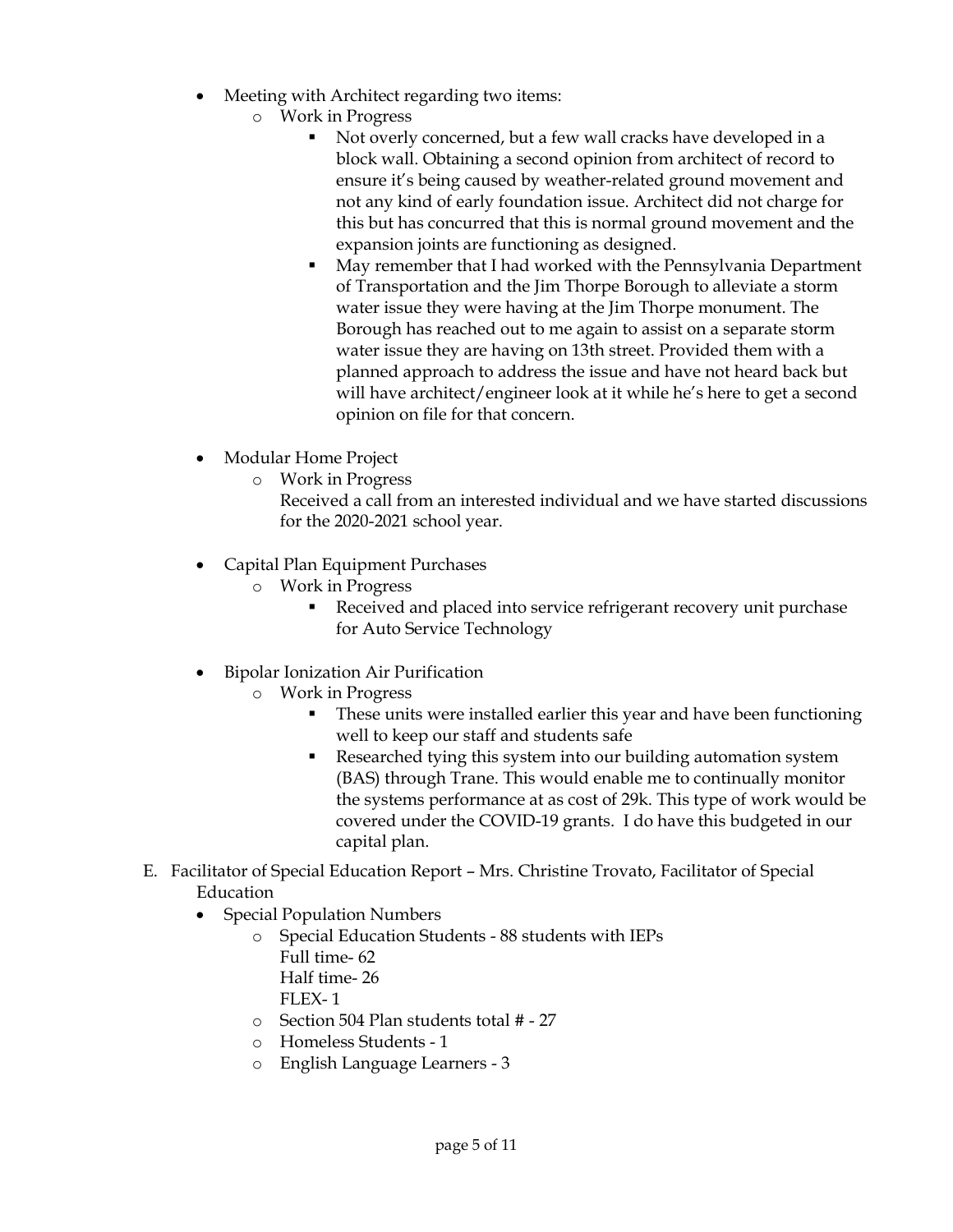- Meeting with Architect regarding two items:
  - Work in Progress
    - Not overly concerned, but a few wall cracks have developed in a block wall. Obtaining a second opinion from architect of record to ensure it's being caused by weather-related ground movement and not any kind of early foundation issue. Architect did not charge for this but has concurred that this is normal ground movement and the expansion joints are functioning as designed.
    - May remember that I had worked with the Pennsylvania Department of Transportation and the Jim Thorpe Borough to alleviate a storm water issue they were having at the Jim Thorpe monument. The Borough has reached out to me again to assist on a separate storm water issue they are having on 13th street. Provided them with a planned approach to address the issue and have not heard back but will have architect/engineer look at it while he's here to get a second opinion on file for that concern.

- Modular Home Project
  - Work in Progress

    Received a call from an interested individual and we have started discussions for the 2020-2021 school year.

- Capital Plan Equipment Purchases
  - Work in Progress
    - Received and placed into service refrigerant recovery unit purchase for Auto Service Technology

- Bipolar Ionization Air Purification
  - Work in Progress
    - These units were installed earlier this year and have been functioning well to keep our staff and students safe
    - Researched tying this system into our building automation system (BAS) through Trane. This would enable me to continually monitor the systems performance at as cost of 29k. This type of work would be covered under the COVID-19 grants. I do have this budgeted in our capital plan.

E. Facilitator of Special Education Report – Mrs. Christine Trovato, Facilitator of Special Education

- Special Population Numbers
  - Special Education Students - 88 students with IEPs

    Full time- 62

    Half time- 26

    FLEX- 1
  - Section 504 Plan students total # - 27
  - Homeless Students - 1
  - English Language Learners - 3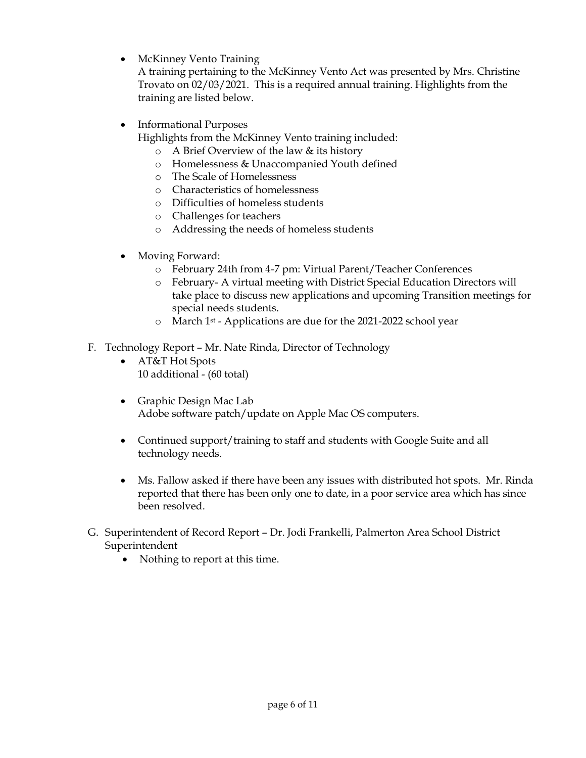- McKinney Vento Training
  A training pertaining to the McKinney Vento Act was presented by Mrs. Christine Trovato on 02/03/2021. This is a required annual training. Highlights from the training are listed below.

- Informational Purposes
  Highlights from the McKinney Vento training included:
  - A Brief Overview of the law & its history
  - Homelessness & Unaccompanied Youth defined
  - The Scale of Homelessness
  - Characteristics of homelessness
  - Difficulties of homeless students
  - Challenges for teachers
  - Addressing the needs of homeless students

- Moving Forward:
  - February 24th from 4-7 pm: Virtual Parent/Teacher Conferences
  - February- A virtual meeting with District Special Education Directors will take place to discuss new applications and upcoming Transition meetings for special needs students.
  - March 1st - Applications are due for the 2021-2022 school year

F. Technology Report – Mr. Nate Rinda, Director of Technology

- AT&T Hot Spots
  10 additional - (60 total)

- Graphic Design Mac Lab
  Adobe software patch/update on Apple Mac OS computers.

- Continued support/training to staff and students with Google Suite and all technology needs.

- Ms. Fallow asked if there have been any issues with distributed hot spots. Mr. Rinda reported that there has been only one to date, in a poor service area which has since been resolved.

G. Superintendent of Record Report – Dr. Jodi Frankelli, Palmerton Area School District Superintendent

- Nothing to report at this time.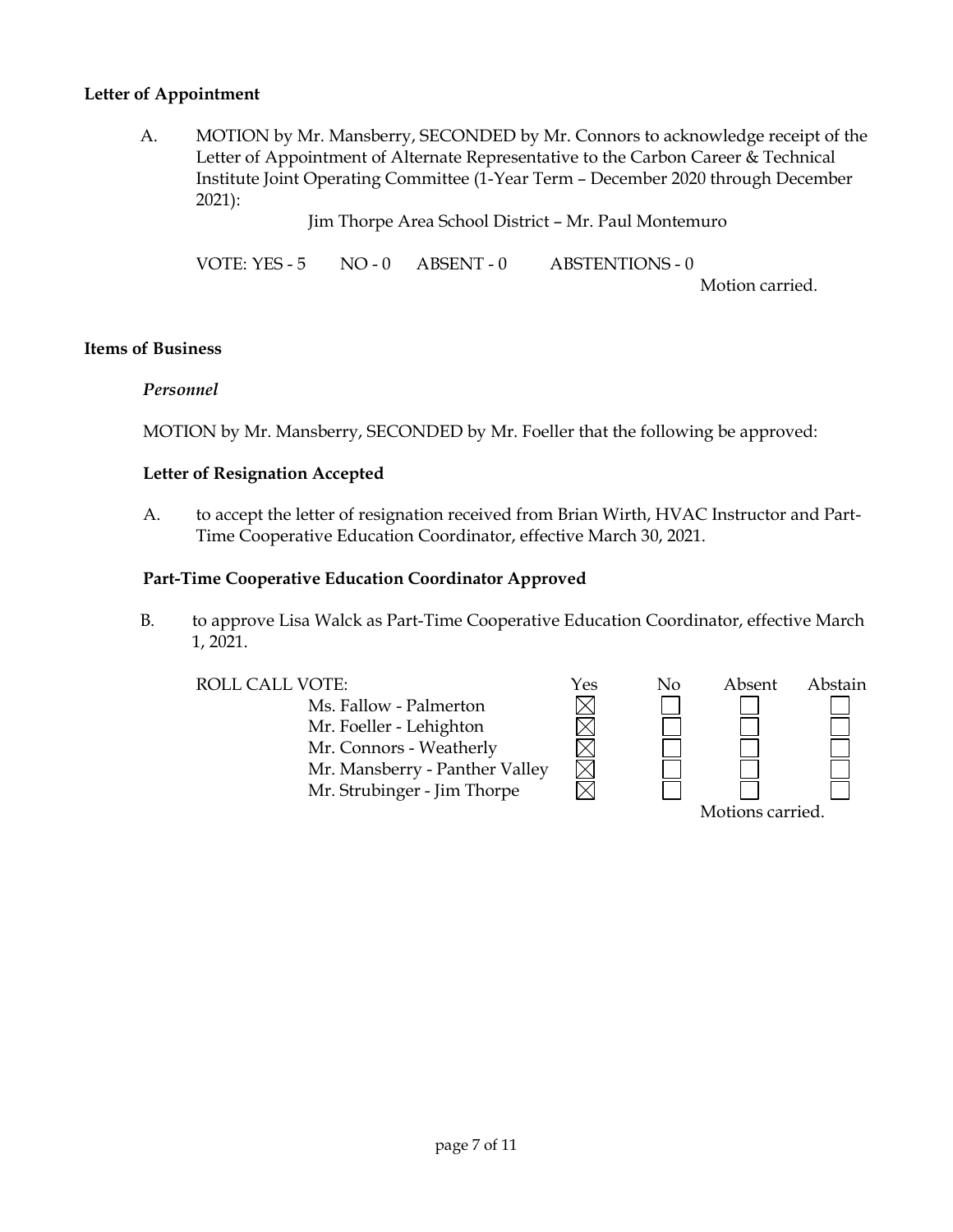**Letter of Appointment**

A. MOTION by Mr. Mansberry, SECONDED by Mr. Connors to acknowledge receipt of the Letter of Appointment of Alternate Representative to the Carbon Career & Technical Institute Joint Operating Committee (1-Year Term – December 2020 through December 2021):

Jim Thorpe Area School District – Mr. Paul Montemuro

VOTE: YES - 5 NO - 0 ABSENT - 0 ABSTENTIONS - 0

Motion carried.

**Items of Business**

***Personnel***

MOTION by Mr. Mansberry, SECONDED by Mr. Foeller that the following be approved:

**Letter of Resignation Accepted**

A. to accept the letter of resignation received from Brian Wirth, HVAC Instructor and Part-Time Cooperative Education Coordinator, effective March 30, 2021.

**Part-Time Cooperative Education Coordinator Approved**

B. to approve Lisa Walck as Part-Time Cooperative Education Coordinator, effective March 1, 2021.

| ROLL CALL VOTE: | Yes | No | Absent | Abstain |
|---|---|---|---|---|
| Ms. Fallow - Palmerton | ☒ | ☐ | ☐ | ☐ |
| Mr. Foeller - Lehighton | ☒ | ☐ | ☐ | ☐ |
| Mr. Connors - Weatherly | ☒ | ☐ | ☐ | ☐ |
| Mr. Mansberry - Panther Valley | ☒ | ☐ | ☐ | ☐ |
| Mr. Strubinger - Jim Thorpe | ☒ | ☐ | ☐ | ☐ |

Motions carried.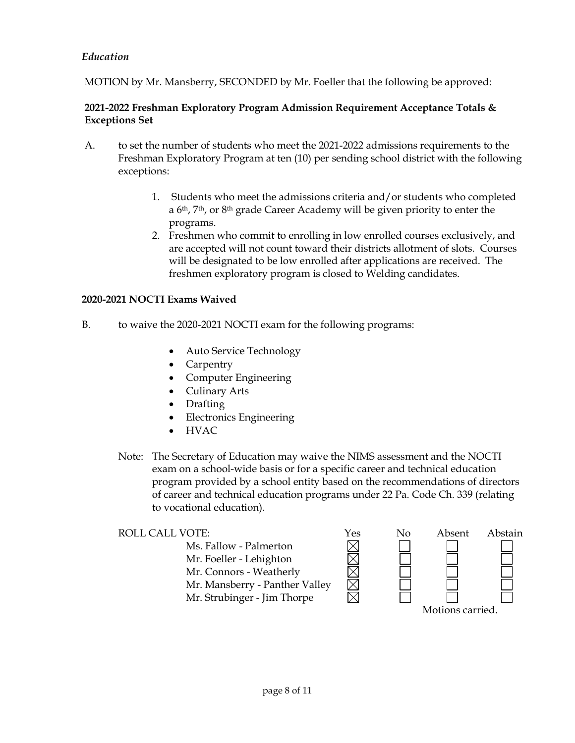*Education*

MOTION by Mr. Mansberry, SECONDED by Mr. Foeller that the following be approved:

**2021-2022 Freshman Exploratory Program Admission Requirement Acceptance Totals & Exceptions Set**

A. to set the number of students who meet the 2021-2022 admissions requirements to the Freshman Exploratory Program at ten (10) per sending school district with the following exceptions:

1. Students who meet the admissions criteria and/or students who completed a 6th, 7th, or 8th grade Career Academy will be given priority to enter the programs.
2. Freshmen who commit to enrolling in low enrolled courses exclusively, and are accepted will not count toward their districts allotment of slots. Courses will be designated to be low enrolled after applications are received. The freshmen exploratory program is closed to Welding candidates.

**2020-2021 NOCTI Exams Waived**

B. to waive the 2020-2021 NOCTI exam for the following programs:

- Auto Service Technology
- Carpentry
- Computer Engineering
- Culinary Arts
- Drafting
- Electronics Engineering
- HVAC

Note: The Secretary of Education may waive the NIMS assessment and the NOCTI exam on a school-wide basis or for a specific career and technical education program provided by a school entity based on the recommendations of directors of career and technical education programs under 22 Pa. Code Ch. 339 (relating to vocational education).

| ROLL CALL VOTE: | Yes | No | Absent | Abstain |
|---|---|---|---|---|
| Ms. Fallow - Palmerton | ☒ | ☐ | ☐ | ☐ |
| Mr. Foeller - Lehighton | ☒ | ☐ | ☐ | ☐ |
| Mr. Connors - Weatherly | ☒ | ☐ | ☐ | ☐ |
| Mr. Mansberry - Panther Valley | ☒ | ☐ | ☐ | ☐ |
| Mr. Strubinger - Jim Thorpe | ☒ | ☐ | ☐ | ☐ |

Motions carried.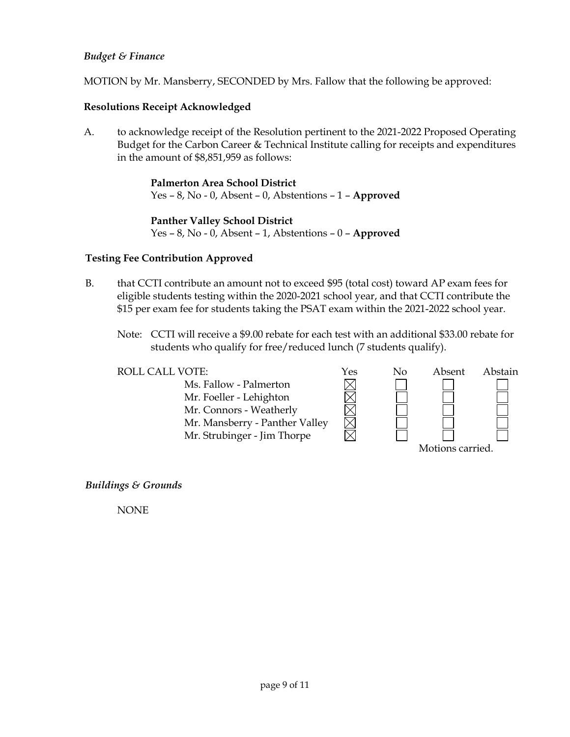*Budget & Finance*

MOTION by Mr. Mansberry, SECONDED by Mrs. Fallow that the following be approved:

**Resolutions Receipt Acknowledged**

A. to acknowledge receipt of the Resolution pertinent to the 2021-2022 Proposed Operating Budget for the Carbon Career & Technical Institute calling for receipts and expenditures in the amount of $8,851,959 as follows:

   **Palmerton Area School District**
   Yes – 8, No - 0, Absent – 0, Abstentions – 1 – **Approved**

   **Panther Valley School District**
   Yes – 8, No - 0, Absent – 1, Abstentions – 0 – **Approved**

**Testing Fee Contribution Approved**

B. that CCTI contribute an amount not to exceed $95 (total cost) toward AP exam fees for eligible students testing within the 2020-2021 school year, and that CCTI contribute the $15 per exam fee for students taking the PSAT exam within the 2021-2022 school year.

   Note: CCTI will receive a $9.00 rebate for each test with an additional $33.00 rebate for students who qualify for free/reduced lunch (7 students qualify).

| ROLL CALL VOTE: | Yes | No | Absent | Abstain |
|---|---|---|---|---|
| Ms. Fallow - Palmerton | ☒ | ☐ | ☐ | ☐ |
| Mr. Foeller - Lehighton | ☒ | ☐ | ☐ | ☐ |
| Mr. Connors - Weatherly | ☒ | ☐ | ☐ | ☐ |
| Mr. Mansberry - Panther Valley | ☒ | ☐ | ☐ | ☐ |
| Mr. Strubinger - Jim Thorpe | ☒ | ☐ | ☐ | ☐ |

Motions carried.

*Buildings & Grounds*

NONE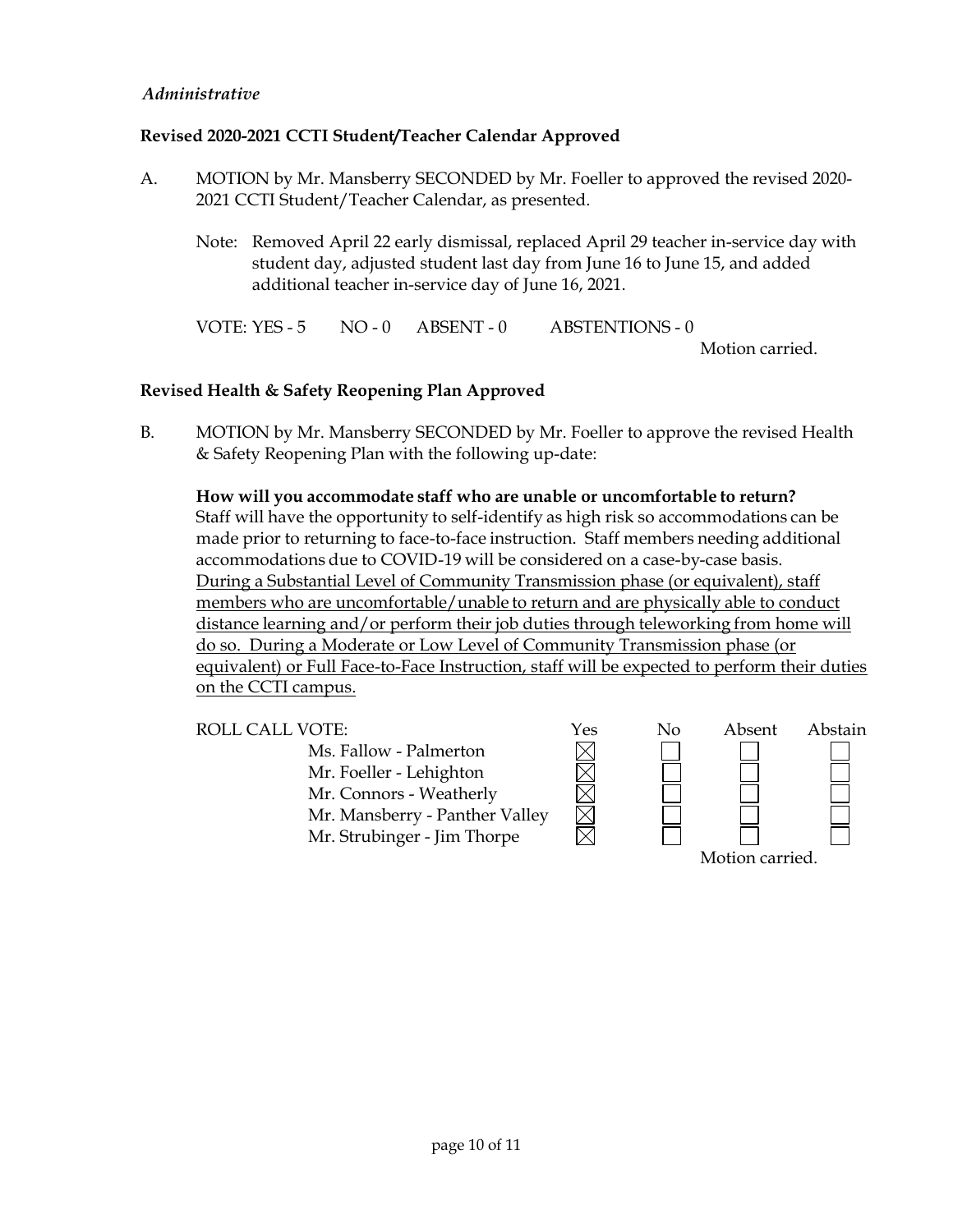*Administrative*

**Revised 2020-2021 CCTI Student/Teacher Calendar Approved**

A. MOTION by Mr. Mansberry SECONDED by Mr. Foeller to approved the revised 2020-2021 CCTI Student/Teacher Calendar, as presented.

Note: Removed April 22 early dismissal, replaced April 29 teacher in-service day with student day, adjusted student last day from June 16 to June 15, and added additional teacher in-service day of June 16, 2021.

VOTE: YES - 5 NO - 0 ABSENT - 0 ABSTENTIONS - 0

Motion carried.

**Revised Health & Safety Reopening Plan Approved**

B. MOTION by Mr. Mansberry SECONDED by Mr. Foeller to approve the revised Health & Safety Reopening Plan with the following up-date:

**How will you accommodate staff who are unable or uncomfortable to return?**
Staff will have the opportunity to self-identify as high risk so accommodations can be made prior to returning to face-to-face instruction. Staff members needing additional accommodations due to COVID-19 will be considered on a case-by-case basis. <u>During a Substantial Level of Community Transmission phase (or equivalent), staff members who are uncomfortable/unable to return and are physically able to conduct distance learning and/or perform their job duties through teleworking from home will do so. During a Moderate or Low Level of Community Transmission phase (or equivalent) or Full Face-to-Face Instruction, staff will be expected to perform their duties on the CCTI campus.</u>

ROLL CALL VOTE:

| | Yes | No | Absent | Abstain |
|---|---|---|---|---|
| Ms. Fallow - Palmerton | ☒ | ☐ | ☐ | ☐ |
| Mr. Foeller - Lehighton | ☒ | ☐ | ☐ | ☐ |
| Mr. Connors - Weatherly | ☒ | ☐ | ☐ | ☐ |
| Mr. Mansberry - Panther Valley | ☒ | ☐ | ☐ | ☐ |
| Mr. Strubinger - Jim Thorpe | ☒ | ☐ | ☐ | ☐ |

Motion carried.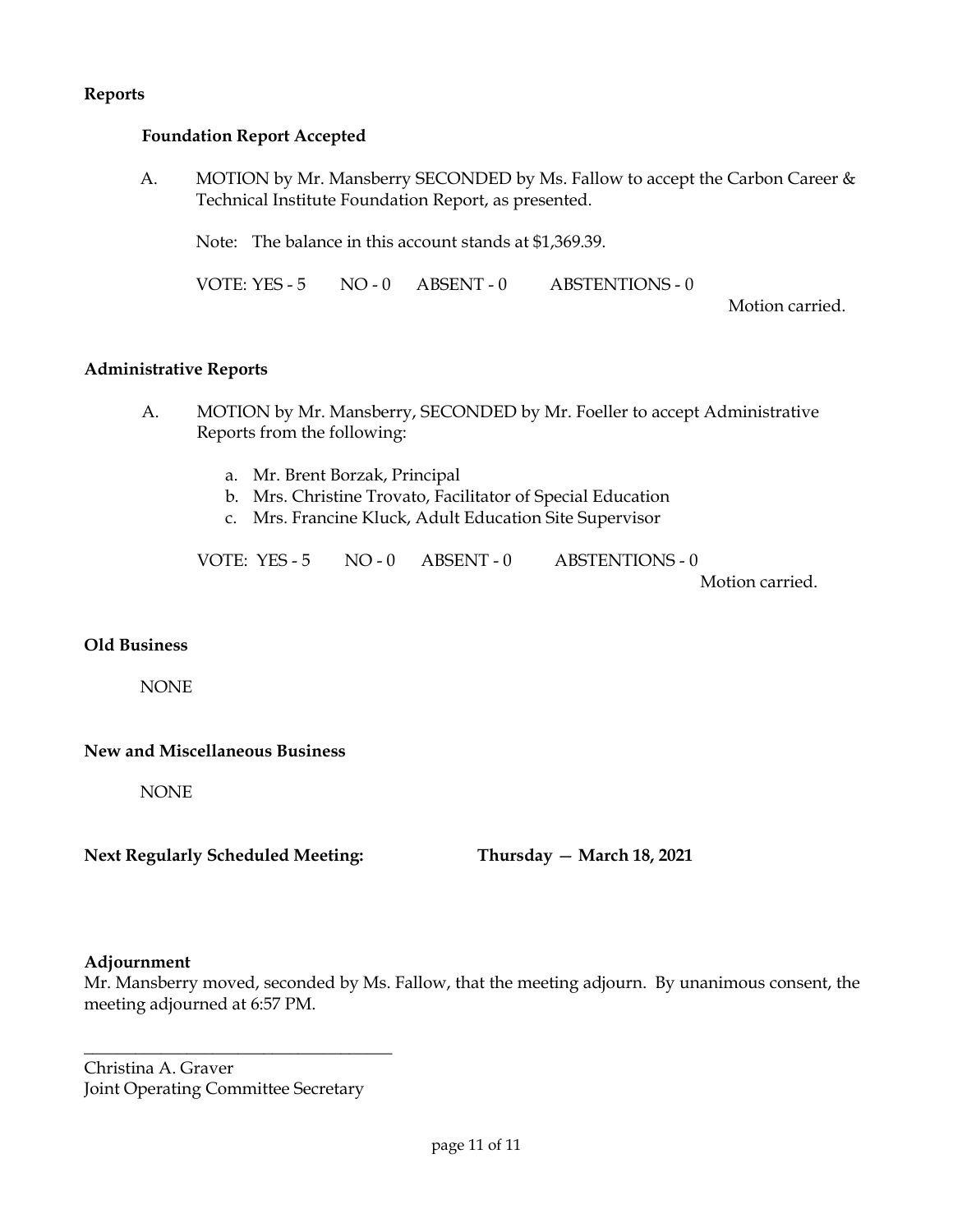**Reports**

**Foundation Report Accepted**

A. MOTION by Mr. Mansberry SECONDED by Ms. Fallow to accept the Carbon Career & Technical Institute Foundation Report, as presented.

Note: The balance in this account stands at $1,369.39.

VOTE: YES - 5 NO - 0 ABSENT - 0 ABSTENTIONS - 0

Motion carried.

**Administrative Reports**

A. MOTION by Mr. Mansberry, SECONDED by Mr. Foeller to accept Administrative Reports from the following:

   a. Mr. Brent Borzak, Principal
   b. Mrs. Christine Trovato, Facilitator of Special Education
   c. Mrs. Francine Kluck, Adult Education Site Supervisor

VOTE: YES - 5 NO - 0 ABSENT - 0 ABSTENTIONS - 0

Motion carried.

**Old Business**

NONE

**New and Miscellaneous Business**

NONE

**Next Regularly Scheduled Meeting:** **Thursday — March 18, 2021**

**Adjournment**
Mr. Mansberry moved, seconded by Ms. Fallow, that the meeting adjourn. By unanimous consent, the meeting adjourned at 6:57 PM.

\_\_\_\_\_\_\_\_\_\_\_\_\_\_\_\_\_\_\_\_\_\_\_\_\_\_\_\_\_\_\_\_\_\_\_\_

Christina A. Graver
Joint Operating Committee Secretary